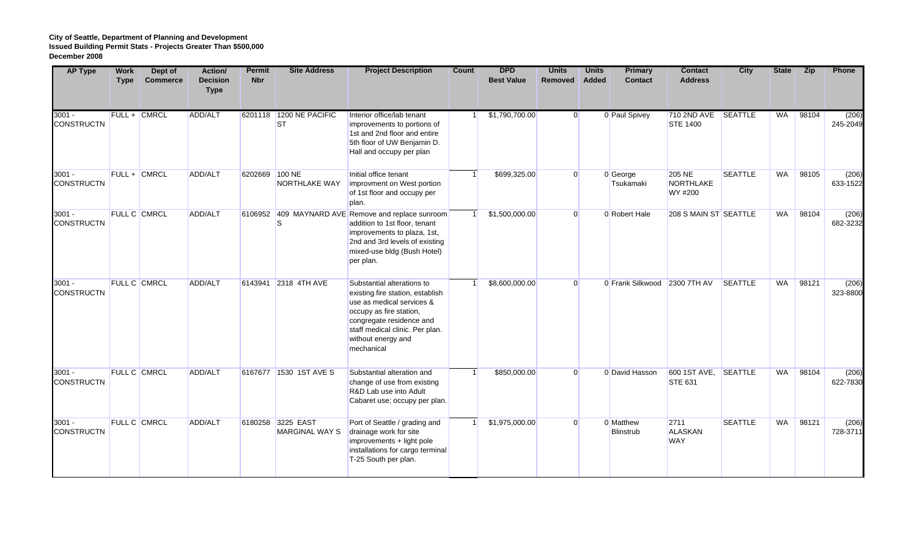**City of Seattle, Department of Planning and Development**
**Issued Building Permit Stats - Projects Greater Than $500,000**
**December 2008**

| AP Type | Work Type | Dept of Commerce | Action/ Decision Type | Permit Nbr | Site Address | Project Description | Count | DPD Best Value | Units Removed | Units Added | Primary Contact | Contact Address | City | State | Zip | Phone |
|---|---|---|---|---|---|---|---|---|---|---|---|---|---|---|---|---|
| 3001 - CONSTRUCTN | FULL + | CMRCL | ADD/ALT | 6201118 | 1200 NE PACIFIC ST | Interior office/lab tenant improvements to portions of 1st and 2nd floor and entire 5th floor of UW Benjamin D. Hall and occupy per plan | 1 | $1,790,700.00 | 0 | 0 | Paul Spivey | 710 2ND AVE STE 1400 | SEATTLE | WA | 98104 | (206) 245-2049 |
| 3001 - CONSTRUCTN | FULL + | CMRCL | ADD/ALT | 6202669 | 100 NE NORTHLAKE WAY | Initial office tenant improvment on West portion of 1st floor and occupy per plan. | 1 | $699,325.00 | 0 | 0 | George Tsukamaki | 205 NE NORTHLAKE WY #200 | SEATTLE | WA | 98105 | (206) 633-1522 |
| 3001 - CONSTRUCTN | FULL C | CMRCL | ADD/ALT | 6106952 | 409 MAYNARD AVE S | Remove and replace sunroom addition to 1st floor, tenant improvements to plaza, 1st, 2nd and 3rd levels of existing mixed-use bldg (Bush Hotel) per plan. | 1 | $1,500,000.00 | 0 | 0 | Robert Hale | 208 S MAIN ST | SEATTLE | WA | 98104 | (206) 682-3232 |
| 3001 - CONSTRUCTN | FULL C | CMRCL | ADD/ALT | 6143941 | 2318 4TH AVE | Substantial alterations to existing fire station, establish use as medical services & occupy as fire station, congregate residence and staff medical clinic. Per plan. without energy and mechanical | 1 | $8,600,000.00 | 0 | 0 | Frank Silkwood | 2300 7TH AV | SEATTLE | WA | 98121 | (206) 323-8800 |
| 3001 - CONSTRUCTN | FULL C | CMRCL | ADD/ALT | 6167677 | 1530 1ST AVE S | Substantial alteration and change of use from existing R&D Lab use into Adult Cabaret use; occupy per plan. | 1 | $850,000.00 | 0 | 0 | David Hasson | 600 1ST AVE, STE 631 | SEATTLE | WA | 98104 | (206) 622-7830 |
| 3001 - CONSTRUCTN | FULL C | CMRCL | ADD/ALT | 6180258 | 3225 EAST MARGINAL WAY S | Port of Seattle / grading and drainage work for site improvements + light pole installations for cargo terminal T-25 South per plan. | 1 | $1,975,000.00 | 0 | 0 | Matthew Blinstrub | 2711 ALASKAN WAY | SEATTLE | WA | 98121 | (206) 728-3711 |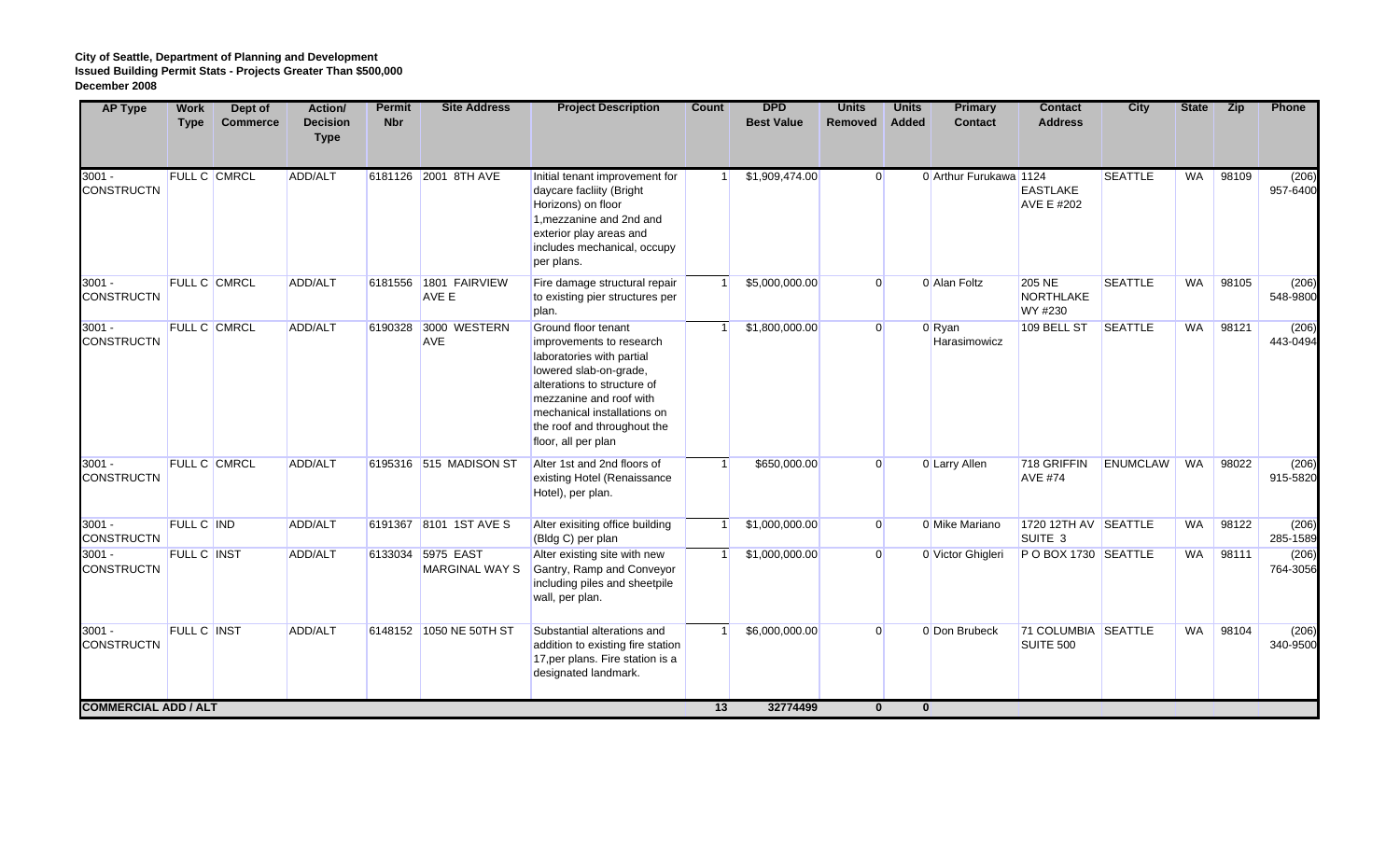**City of Seattle, Department of Planning and Development**
**Issued Building Permit Stats - Projects Greater Than $500,000**
**December 2008**

| AP Type | Work Type | Dept of Commerce | Action/ Decision Type | Permit Nbr | Site Address | Project Description | Count | DPD Best Value | Units Removed | Units Added | Primary Contact | Contact Address | City | State | Zip | Phone |
|---|---|---|---|---|---|---|---|---|---|---|---|---|---|---|---|---|
| 3001 - CONSTRUCTN | FULL C | CMRCL | ADD/ALT | 6181126 | 2001 8TH AVE | Initial tenant improvement for daycare facliity (Bright Horizons) on floor 1,mezzanine and 2nd and exterior play areas and includes mechanical, occupy per plans. | 1 | $1,909,474.00 | 0 | 0 | Arthur Furukawa | 1124 EASTLAKE AVE E #202 | SEATTLE | WA | 98109 | (206) 957-6400 |
| 3001 - CONSTRUCTN | FULL C | CMRCL | ADD/ALT | 6181556 | 1801 FAIRVIEW AVE E | Fire damage structural repair to existing pier structures per plan. | 1 | $5,000,000.00 | 0 | 0 | Alan Foltz | 205 NE NORTHLAKE WY #230 | SEATTLE | WA | 98105 | (206) 548-9800 |
| 3001 - CONSTRUCTN | FULL C | CMRCL | ADD/ALT | 6190328 | 3000 WESTERN AVE | Ground floor tenant improvements to research laboratories with partial lowered slab-on-grade, alterations to structure of mezzanine and roof with mechanical installations on the roof and throughout the floor, all per plan | 1 | $1,800,000.00 | 0 | 0 | Ryan Harasimowicz | 109 BELL ST | SEATTLE | WA | 98121 | (206) 443-0494 |
| 3001 - CONSTRUCTN | FULL C | CMRCL | ADD/ALT | 6195316 | 515 MADISON ST | Alter 1st and 2nd floors of existing Hotel (Renaissance Hotel), per plan. | 1 | $650,000.00 | 0 | 0 | Larry Allen | 718 GRIFFIN AVE #74 | ENUMCLAW | WA | 98022 | (206) 915-5820 |
| 3001 - CONSTRUCTN | FULL C | IND | ADD/ALT | 6191367 | 8101 1ST AVE S | Alter exisiting office building (Bldg C) per plan | 1 | $1,000,000.00 | 0 | 0 | Mike Mariano | 1720 12TH AV SUITE 3 | SEATTLE | WA | 98122 | (206) 285-1589 |
| 3001 - CONSTRUCTN | FULL C | INST | ADD/ALT | 6133034 | 5975 EAST MARGINAL WAY S | Alter existing site with new Gantry, Ramp and Conveyor including piles and sheetpile wall, per plan. | 1 | $1,000,000.00 | 0 | 0 | Victor Ghigleri | P O BOX 1730 | SEATTLE | WA | 98111 | (206) 764-3056 |
| 3001 - CONSTRUCTN | FULL C | INST | ADD/ALT | 6148152 | 1050 NE 50TH ST | Substantial alterations and addition to existing fire station 17,per plans. Fire station is a designated landmark. | 1 | $6,000,000.00 | 0 | 0 | Don Brubeck | 71 COLUMBIA SUITE 500 | SEATTLE | WA | 98104 | (206) 340-9500 |
| **COMMERCIAL ADD / ALT** | | | | | | | **13** | **32774499** | **0** | **0** | | | | | | |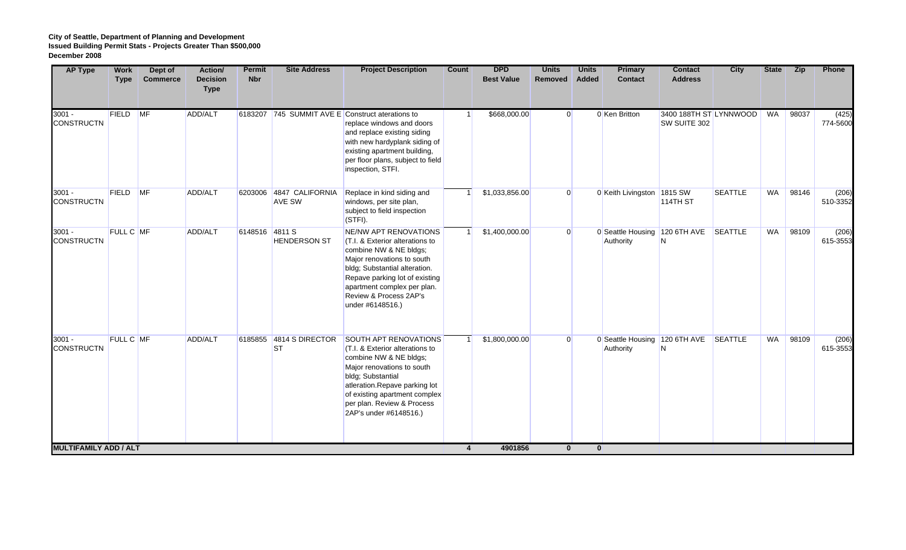**City of Seattle, Department of Planning and Development**
**Issued Building Permit Stats - Projects Greater Than $500,000**
**December 2008**

| AP Type | Work Type | Dept of Commerce | Action/ Decision Type | Permit Nbr | Site Address | Project Description | Count | DPD Best Value | Units Removed | Units Added | Primary Contact | Contact Address | City | State | Zip | Phone |
|---|---|---|---|---|---|---|---|---|---|---|---|---|---|---|---|---|
| 3001 - CONSTRUCTN | FIELD | MF | ADD/ALT | 6183207 | 745 SUMMIT AVE E | Construct aterations to replace windows and doors and replace existing siding with new hardyplank siding of existing apartment building, per floor plans, subject to field inspection, STFI. | 1 | $668,000.00 | 0 | 0 | Ken Britton | 3400 188TH ST SW SUITE 302 | LYNNWOOD | WA | 98037 | (425) 774-5600 |
| 3001 - CONSTRUCTN | FIELD | MF | ADD/ALT | 6203006 | 4847 CALIFORNIA AVE SW | Replace in kind siding and windows, per site plan, subject to field inspection (STFI). | 1 | $1,033,856.00 | 0 | 0 | Keith Livingston | 1815 SW 114TH ST | SEATTLE | WA | 98146 | (206) 510-3352 |
| 3001 - CONSTRUCTN | FULL C | MF | ADD/ALT | 6148516 | 4811 S HENDERSON ST | NE/NW APT RENOVATIONS (T.I. & Exterior alterations to combine NW & NE bldgs; Major renovations to south bldg; Substantial alteration. Repave parking lot of existing apartment complex per plan. Review & Process 2AP's under #6148516.) | 1 | $1,400,000.00 | 0 | 0 | Seattle Housing Authority | 120 6TH AVE N | SEATTLE | WA | 98109 | (206) 615-3553 |
| 3001 - CONSTRUCTN | FULL C | MF | ADD/ALT | 6185855 | 4814 S DIRECTOR ST | SOUTH APT RENOVATIONS (T.I. & Exterior alterations to combine NW & NE bldgs; Major renovations to south bldg; Substantial atleration.Repave parking lot of existing apartment complex per plan. Review & Process 2AP's under #6148516.) | 1 | $1,800,000.00 | 0 | 0 | Seattle Housing Authority | 120 6TH AVE N | SEATTLE | WA | 98109 | (206) 615-3553 |
| **MULTIFAMILY ADD / ALT** | | | | | | | **4** | **4901856** | **0** | **0** | | | | | | |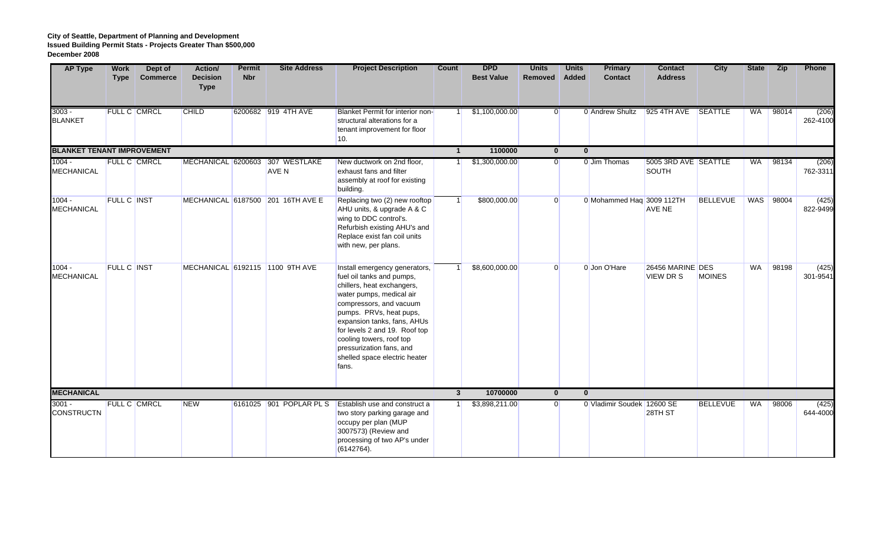**City of Seattle, Department of Planning and Development**
**Issued Building Permit Stats - Projects Greater Than $500,000**
**December 2008**

| AP Type | Work Type | Dept of Commerce | Action/ Decision Type | Permit Nbr | Site Address | Project Description | Count | DPD Best Value | Units Removed | Units Added | Primary Contact | Contact Address | City | State | Zip | Phone |
|---|---|---|---|---|---|---|---|---|---|---|---|---|---|---|---|---|
| 3003 - BLANKET | FULL C | CMRCL | CHILD | 6200682 | 919 4TH AVE | Blanket Permit for interior non-structural alterations for a tenant improvement for floor 10. | 1 | $1,100,000.00 | 0 | 0 | Andrew Shultz | 925 4TH AVE | SEATTLE | WA | 98014 | (206) 262-4100 |
| **BLANKET TENANT IMPROVEMENT** | | | | | | | **1** | **1100000** | **0** | **0** | | | | | | |
| 1004 - MECHANICAL | FULL C | CMRCL | MECHANICAL | 6200603 | 307 WESTLAKE AVE N | New ductwork on 2nd floor, exhaust fans and filter assembly at roof for existing building. | 1 | $1,300,000.00 | 0 | 0 | Jim Thomas | 5005 3RD AVE SOUTH | SEATTLE | WA | 98134 | (206) 762-3311 |
| 1004 - MECHANICAL | FULL C | INST | MECHANICAL | 6187500 | 201 16TH AVE E | Replacing two (2) new rooftop AHU units, & upgrade A & C wing to DDC control's. Refurbish existing AHU's and Replace exist fan coil units with new, per plans. | 1 | $800,000.00 | 0 | 0 | Mohammed Haq | 3009 112TH AVE NE | BELLEVUE | WAS | 98004 | (425) 822-9499 |
| 1004 - MECHANICAL | FULL C | INST | MECHANICAL | 6192115 | 1100 9TH AVE | Install emergency generators, fuel oil tanks and pumps, chillers, heat exchangers, water pumps, medical air compressors, and vacuum pumps. PRVs, heat pups, expansion tanks, fans, AHUs for levels 2 and 19. Roof top cooling towers, roof top pressurization fans, and shelled space electric heater fans. | 1 | $8,600,000.00 | 0 | 0 | Jon O'Hare | 26456 MARINE VIEW DR S | DES MOINES | WA | 98198 | (425) 301-9541 |
| **MECHANICAL** | | | | | | | **3** | **10700000** | **0** | **0** | | | | | | |
| 3001 - CONSTRUCTN | FULL C | CMRCL | NEW | 6161025 | 901 POPLAR PL S | Establish use and construct a two story parking garage and occupy per plan (MUP 3007573) (Review and processing of two AP's under (6142764). | 1 | $3,898,211.00 | 0 | 0 | Vladimir Soudek | 12600 SE 28TH ST | BELLEVUE | WA | 98006 | (425) 644-4000 |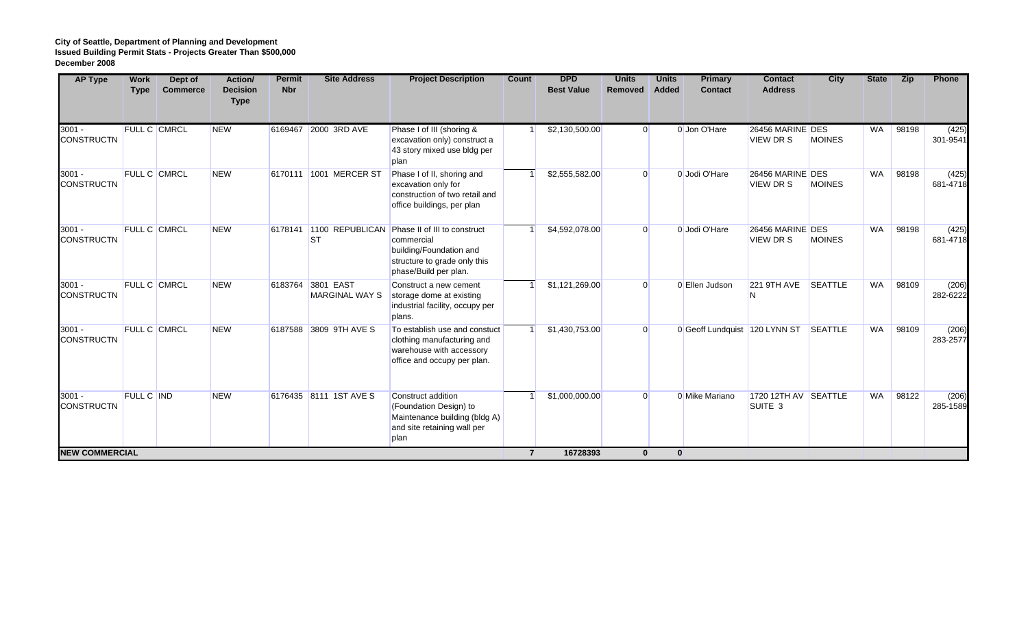**City of Seattle, Department of Planning and Development**
**Issued Building Permit Stats - Projects Greater Than $500,000**
**December 2008**

| AP Type | Work Type | Dept of Commerce | Action/ Decision Type | Permit Nbr | Site Address | Project Description | Count | DPD Best Value | Units Removed | Units Added | Primary Contact | Contact Address | City | State | Zip | Phone |
|---|---|---|---|---|---|---|---|---|---|---|---|---|---|---|---|---|
| 3001 - CONSTRUCTN | FULL C | CMRCL | NEW | 6169467 | 2000 3RD AVE | Phase I of III (shoring & excavation only) construct a 43 story mixed use bldg per plan | 1 | $2,130,500.00 | 0 | 0 | Jon O'Hare | 26456 MARINE VIEW DR S | DES MOINES | WA | 98198 | (425) 301-9541 |
| 3001 - CONSTRUCTN | FULL C | CMRCL | NEW | 6170111 | 1001 MERCER ST | Phase I of II, shoring and excavation only for construction of two retail and office buildings, per plan | 1 | $2,555,582.00 | 0 | 0 | Jodi O'Hare | 26456 MARINE VIEW DR S | DES MOINES | WA | 98198 | (425) 681-4718 |
| 3001 - CONSTRUCTN | FULL C | CMRCL | NEW | 6178141 | 1100 REPUBLICAN ST | Phase II of III to construct commercial building/Foundation and structure to grade only this phase/Build per plan. | 1 | $4,592,078.00 | 0 | 0 | Jodi O'Hare | 26456 MARINE VIEW DR S | DES MOINES | WA | 98198 | (425) 681-4718 |
| 3001 - CONSTRUCTN | FULL C | CMRCL | NEW | 6183764 | 3801 EAST MARGINAL WAY S | Construct a new cement storage dome at existing industrial facility, occupy per plans. | 1 | $1,121,269.00 | 0 | 0 | Ellen Judson | 221 9TH AVE N | SEATTLE | WA | 98109 | (206) 282-6222 |
| 3001 - CONSTRUCTN | FULL C | CMRCL | NEW | 6187588 | 3809 9TH AVE S | To establish use and constuct clothing manufacturing and warehouse with accessory office and occupy per plan. | 1 | $1,430,753.00 | 0 | 0 | Geoff Lundquist | 120 LYNN ST | SEATTLE | WA | 98109 | (206) 283-2577 |
| 3001 - CONSTRUCTN | FULL C | IND | NEW | 6176435 | 8111 1ST AVE S | Construct addition (Foundation Design) to Maintenance building (bldg A) and site retaining wall per plan | 1 | $1,000,000.00 | 0 | 0 | Mike Mariano | 1720 12TH AV SUITE 3 | SEATTLE | WA | 98122 | (206) 285-1589 |
| **NEW COMMERCIAL** | | | | | | | **7** | **16728393** | **0** | **0** | | | | | | |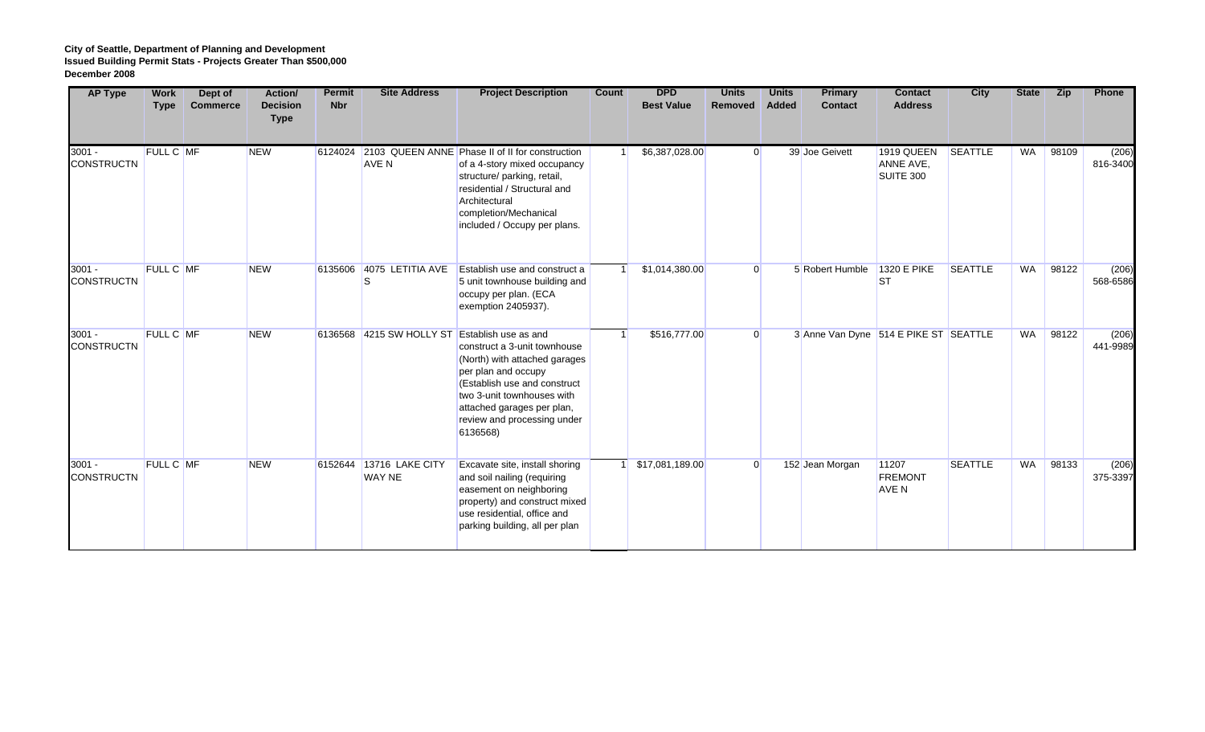**City of Seattle, Department of Planning and Development**
**Issued Building Permit Stats - Projects Greater Than $500,000**
**December 2008**

| AP Type | Work Type | Dept of Commerce | Action/ Decision Type | Permit Nbr | Site Address | Project Description | Count | DPD Best Value | Units Removed | Units Added | Primary Contact | Contact Address | City | State | Zip | Phone |
|---|---|---|---|---|---|---|---|---|---|---|---|---|---|---|---|---|
| 3001 - CONSTRUCTN | FULL C | MF | NEW | 6124024 | 2103 QUEEN ANNE AVE N | Phase II of II for construction of a 4-story mixed occupancy structure/ parking, retail, residential / Structural and Architectural completion/Mechanical included / Occupy per plans. | 1 | $6,387,028.00 | 0 | 39 | Joe Geivett | 1919 QUEEN ANNE AVE, SUITE 300 | SEATTLE | WA | 98109 | (206) 816-3400 |
| 3001 - CONSTRUCTN | FULL C | MF | NEW | 6135606 | 4075 LETITIA AVE S | Establish use and construct a 5 unit townhouse building and occupy per plan. (ECA exemption 2405937). | 1 | $1,014,380.00 | 0 | 5 | Robert Humble | 1320 E PIKE ST | SEATTLE | WA | 98122 | (206) 568-6586 |
| 3001 - CONSTRUCTN | FULL C | MF | NEW | 6136568 | 4215 SW HOLLY ST | Establish use as and construct a 3-unit townhouse (North) with attached garages per plan and occupy (Establish use and construct two 3-unit townhouses with attached garages per plan, review and processing under 6136568) | 1 | $516,777.00 | 0 | 3 | Anne Van Dyne | 514 E PIKE ST | SEATTLE | WA | 98122 | (206) 441-9989 |
| 3001 - CONSTRUCTN | FULL C | MF | NEW | 6152644 | 13716 LAKE CITY WAY NE | Excavate site, install shoring and soil nailing (requiring easement on neighboring property) and construct mixed use residential, office and parking building, all per plan | 1 | $17,081,189.00 | 0 | 152 | Jean Morgan | 11207 FREMONT AVE N | SEATTLE | WA | 98133 | (206) 375-3397 |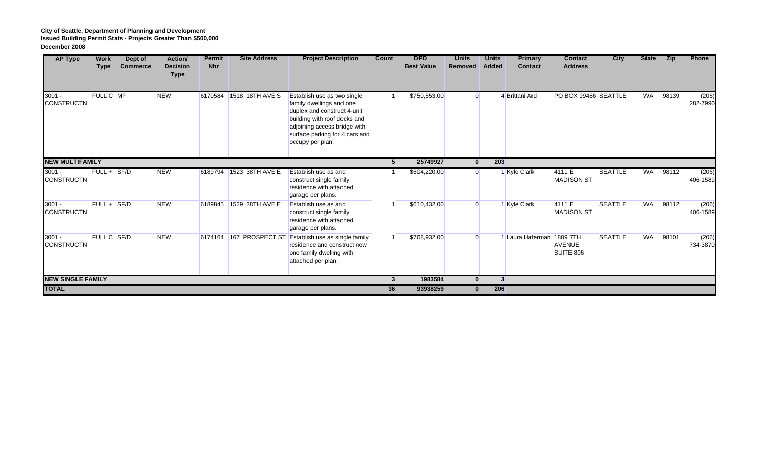**City of Seattle, Department of Planning and Development**
**Issued Building Permit Stats - Projects Greater Than $500,000**
**December 2008**

| AP Type | Work Type | Dept of Commerce | Action/ Decision Type | Permit Nbr | Site Address | Project Description | Count | DPD Best Value | Units Removed | Units Added | Primary Contact | Contact Address | City | State | Zip | Phone |
|---|---|---|---|---|---|---|---|---|---|---|---|---|---|---|---|---|
| 3001 - CONSTRUCTN | FULL C | MF | NEW | 6170584 | 1518 18TH AVE S | Establish use as two single family dwellings and one duplex and construct 4-unit building with roof decks and adjoining access bridge with surface parking for 4 cars and occupy per plan. | 1 | $750,553.00 | 0 | 4 | Brittani Ard | PO BOX 99486 | SEATTLE | WA | 98139 | (206) 282-7990 |
| **NEW MULTIFAMILY** | | | | | | | **5** | **25749927** | **0** | **203** | | | | | | |
| 3001 - CONSTRUCTN | FULL + | SF/D | NEW | 6189794 | 1523 38TH AVE E | Establish use as and construct single family residence with attached garage per plans. | 1 | $604,220.00 | 0 | 1 | Kyle Clark | 4111 E MADISON ST | SEATTLE | WA | 98112 | (206) 406-1589 |
| 3001 - CONSTRUCTN | FULL + | SF/D | NEW | 6189845 | 1529 38TH AVE E | Establish use as and construct single family residence with attached garage per plans. | 1 | $610,432.00 | 0 | 1 | Kyle Clark | 4111 E MADISON ST | SEATTLE | WA | 98112 | (206) 406-1589 |
| 3001 - CONSTRUCTN | FULL C | SF/D | NEW | 6174164 | 167 PROSPECT ST | Establish use as single family residence and construct new one family dwelling with attached per plan. | 1 | $768,932.00 | 0 | 1 | Laura Haferman | 1809 7TH AVENUE SUITE 806 | SEATTLE | WA | 98101 | (206) 734-3870 |
| **NEW SINGLE FAMILY** | | | | | | | **3** | **1983584** | **0** | **3** | | | | | | |
| **TOTAL** | | | | | | | **36** | **93938259** | **0** | **206** | | | | | | |